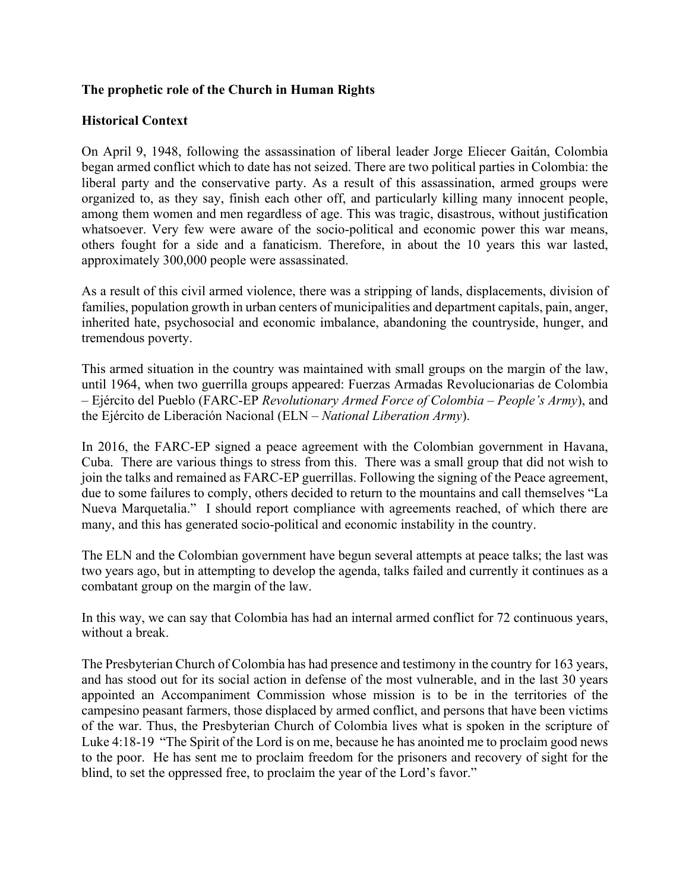**The prophetic role of the Church in Human Rights**

**Historical Context**

On April 9, 1948, following the assassination of liberal leader Jorge Eliecer Gaitán, Colombia began armed conflict which to date has not seized. There are two political parties in Colombia: the liberal party and the conservative party. As a result of this assassination, armed groups were organized to, as they say, finish each other off, and particularly killing many innocent people, among them women and men regardless of age. This was tragic, disastrous, without justification whatsoever. Very few were aware of the socio-political and economic power this war means, others fought for a side and a fanaticism. Therefore, in about the 10 years this war lasted, approximately 300,000 people were assassinated.

As a result of this civil armed violence, there was a stripping of lands, displacements, division of families, population growth in urban centers of municipalities and department capitals, pain, anger, inherited hate, psychosocial and economic imbalance, abandoning the countryside, hunger, and tremendous poverty.

This armed situation in the country was maintained with small groups on the margin of the law, until 1964, when two guerrilla groups appeared: Fuerzas Armadas Revolucionarias de Colombia – Ejército del Pueblo (FARC-EP *Revolutionary Armed Force of Colombia – People's Army*), and the Ejército de Liberación Nacional (ELN – *National Liberation Army*).

In 2016, the FARC-EP signed a peace agreement with the Colombian government in Havana, Cuba. There are various things to stress from this. There was a small group that did not wish to join the talks and remained as FARC-EP guerrillas. Following the signing of the Peace agreement, due to some failures to comply, others decided to return to the mountains and call themselves "La Nueva Marquetalia." I should report compliance with agreements reached, of which there are many, and this has generated socio-political and economic instability in the country.

The ELN and the Colombian government have begun several attempts at peace talks; the last was two years ago, but in attempting to develop the agenda, talks failed and currently it continues as a combatant group on the margin of the law.

In this way, we can say that Colombia has had an internal armed conflict for 72 continuous years, without a break.

The Presbyterian Church of Colombia has had presence and testimony in the country for 163 years, and has stood out for its social action in defense of the most vulnerable, and in the last 30 years appointed an Accompaniment Commission whose mission is to be in the territories of the campesino peasant farmers, those displaced by armed conflict, and persons that have been victims of the war. Thus, the Presbyterian Church of Colombia lives what is spoken in the scripture of Luke 4:18-19 "The Spirit of the Lord is on me, because he has anointed me to proclaim good news to the poor. He has sent me to proclaim freedom for the prisoners and recovery of sight for the blind, to set the oppressed free, to proclaim the year of the Lord's favor."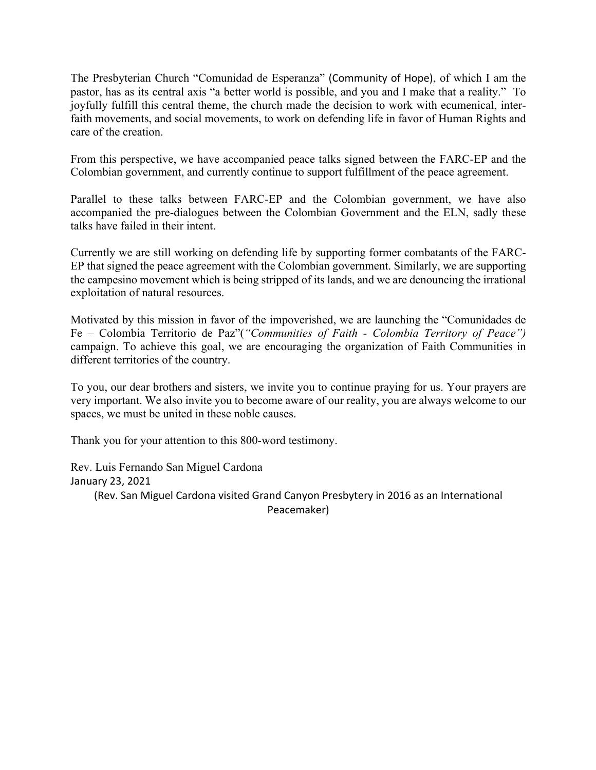The Presbyterian Church "Comunidad de Esperanza" (Community of Hope), of which I am the pastor, has as its central axis "a better world is possible, and you and I make that a reality." To joyfully fulfill this central theme, the church made the decision to work with ecumenical, inter-faith movements, and social movements, to work on defending life in favor of Human Rights and care of the creation.

From this perspective, we have accompanied peace talks signed between the FARC-EP and the Colombian government, and currently continue to support fulfillment of the peace agreement.

Parallel to these talks between FARC-EP and the Colombian government, we have also accompanied the pre-dialogues between the Colombian Government and the ELN, sadly these talks have failed in their intent.

Currently we are still working on defending life by supporting former combatants of the FARC-EP that signed the peace agreement with the Colombian government. Similarly, we are supporting the campesino movement which is being stripped of its lands, and we are denouncing the irrational exploitation of natural resources.

Motivated by this mission in favor of the impoverished, we are launching the "Comunidades de Fe – Colombia Territorio de Paz"(*"Communities of Faith - Colombia Territory of Peace")* campaign. To achieve this goal, we are encouraging the organization of Faith Communities in different territories of the country.

To you, our dear brothers and sisters, we invite you to continue praying for us. Your prayers are very important. We also invite you to become aware of our reality, you are always welcome to our spaces, we must be united in these noble causes.

Thank you for your attention to this 800-word testimony.

Rev. Luis Fernando San Miguel Cardona
January 23, 2021

(Rev. San Miguel Cardona visited Grand Canyon Presbytery in 2016 as an International Peacemaker)